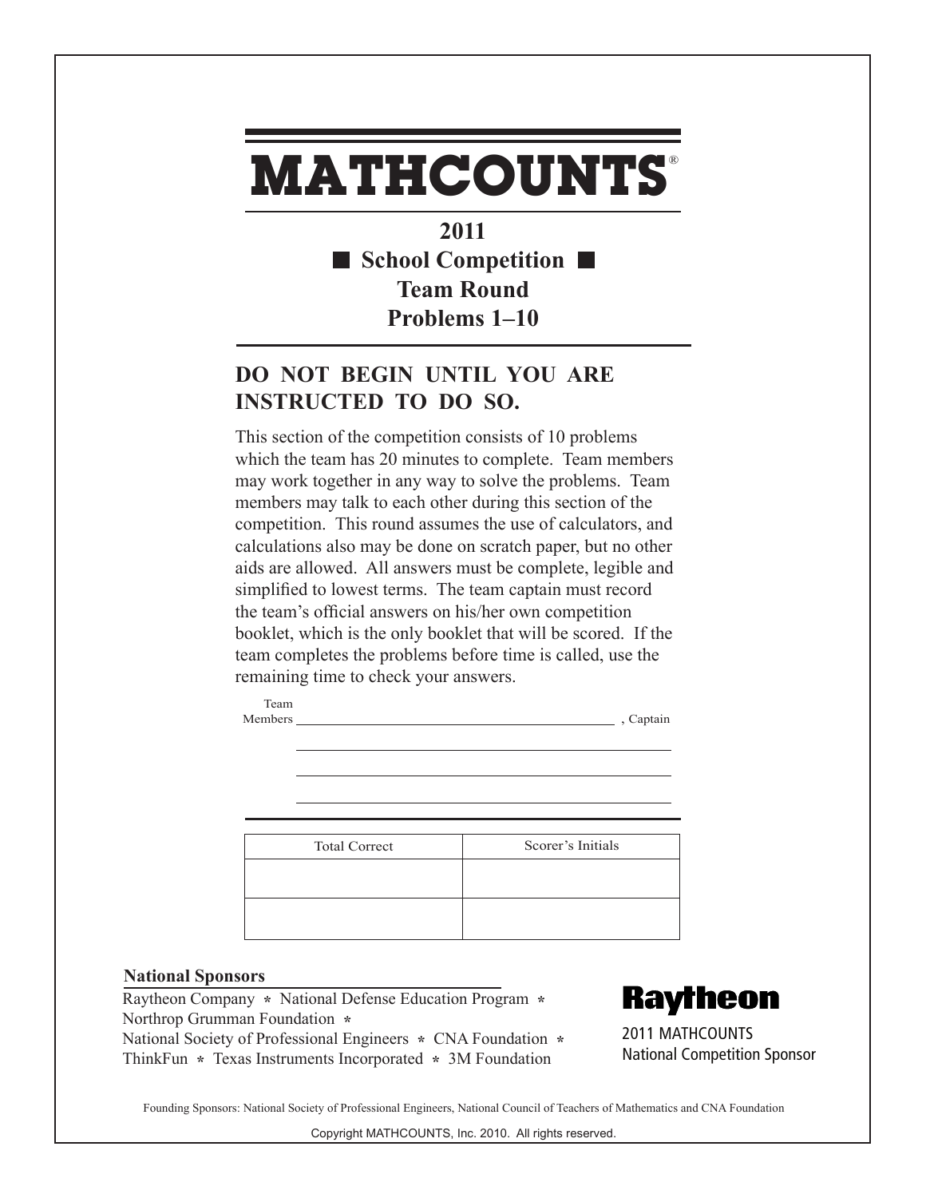# MATHCOUNTS®

## 2011
## ■ School Competition ■
## Team Round
## Problems 1–10

### DO NOT BEGIN UNTIL YOU ARE INSTRUCTED TO DO SO.

This section of the competition consists of 10 problems which the team has 20 minutes to complete. Team members may work together in any way to solve the problems. Team members may talk to each other during this section of the competition. This round assumes the use of calculators, and calculations also may be done on scratch paper, but no other aids are allowed. All answers must be complete, legible and simplified to lowest terms. The team captain must record the team's official answers on his/her own competition booklet, which is the only booklet that will be scored. If the team completes the problems before time is called, use the remaining time to check your answers.

Team Members ______________________________ , Captain

______________________________

______________________________

______________________________

| Total Correct | Scorer's Initials |
| --- | --- |
| | |
| | |

**National Sponsors**

Raytheon Company * National Defense Education Program *
Northrop Grumman Foundation *
National Society of Professional Engineers * CNA Foundation *
ThinkFun * Texas Instruments Incorporated * 3M Foundation

**Raytheon**

2011 MATHCOUNTS
National Competition Sponsor

Founding Sponsors: National Society of Professional Engineers, National Council of Teachers of Mathematics and CNA Foundation

Copyright MATHCOUNTS, Inc. 2010. All rights reserved.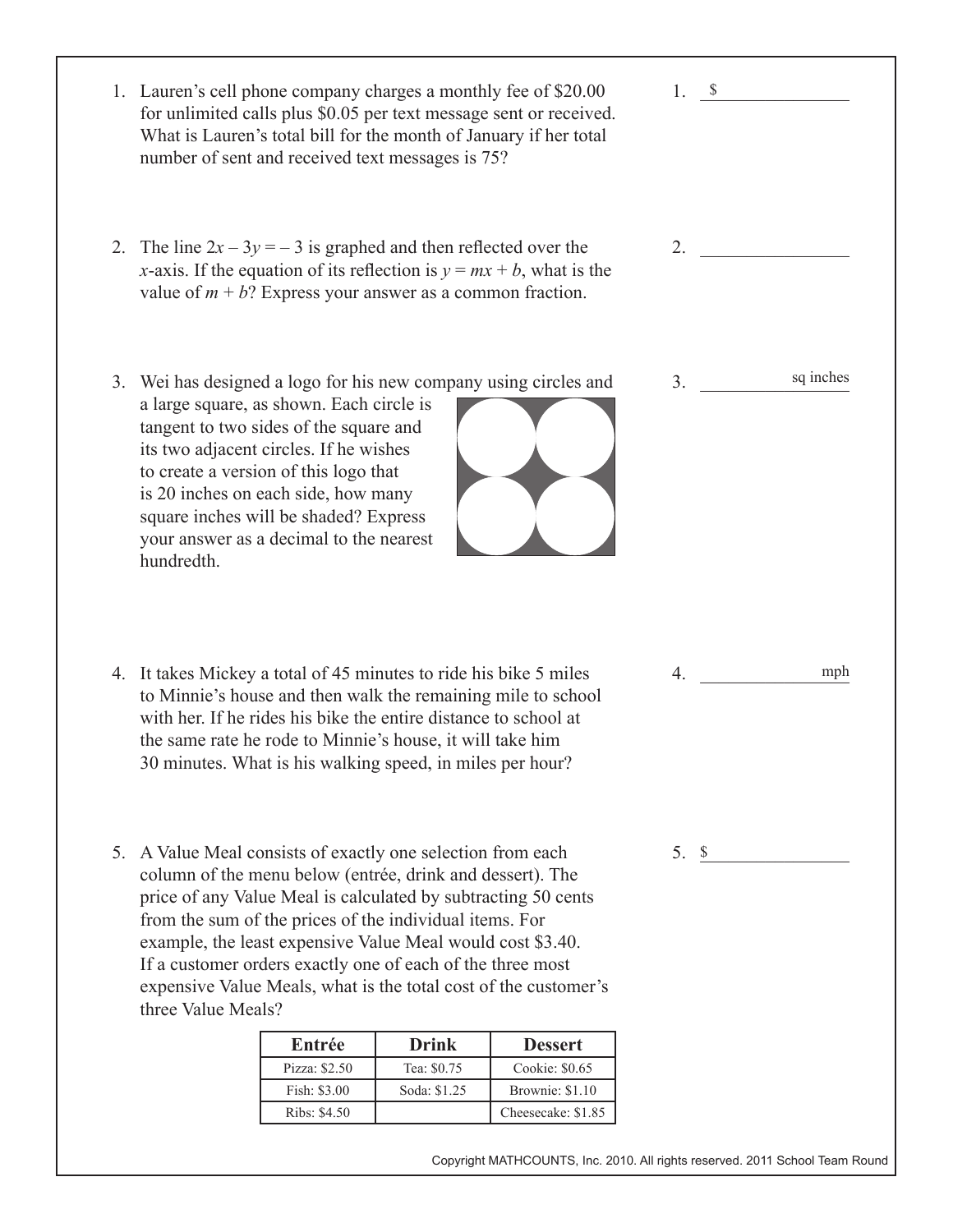1. Lauren's cell phone company charges a monthly fee of \$20.00 for unlimited calls plus \$0.05 per text message sent or received. What is Lauren's total bill for the month of January if her total number of sent and received text messages is 75?

1. \$ ____________

2. The line $2x - 3y = -3$ is graphed and then reflected over the $x$-axis. If the equation of its reflection is $y = mx + b$, what is the value of $m + b$? Express your answer as a common fraction.

2. ____________

3. Wei has designed a logo for his new company using circles and a large square, as shown. Each circle is tangent to two sides of the square and its two adjacent circles. If he wishes to create a version of this logo that is 20 inches on each side, how many square inches will be shaded? Express your answer as a decimal to the nearest hundredth.

3. ____________ sq inches

4. It takes Mickey a total of 45 minutes to ride his bike 5 miles to Minnie's house and then walk the remaining mile to school with her. If he rides his bike the entire distance to school at the same rate he rode to Minnie's house, it will take him 30 minutes. What is his walking speed, in miles per hour?

4. ____________ mph

5. A Value Meal consists of exactly one selection from each column of the menu below (entrée, drink and dessert). The price of any Value Meal is calculated by subtracting 50 cents from the sum of the prices of the individual items. For example, the least expensive Value Meal would cost \$3.40. If a customer orders exactly one of each of the three most expensive Value Meals, what is the total cost of the customer's three Value Meals?

| Entrée | Drink | Dessert |
| --- | --- | --- |
| Pizza: \$2.50 | Tea: \$0.75 | Cookie: \$0.65 |
| Fish: \$3.00 | Soda: \$1.25 | Brownie: \$1.10 |
| Ribs: \$4.50 | | Cheesecake: \$1.85 |

5. \$ ____________

Copyright MATHCOUNTS, Inc. 2010. All rights reserved. 2011 School Team Round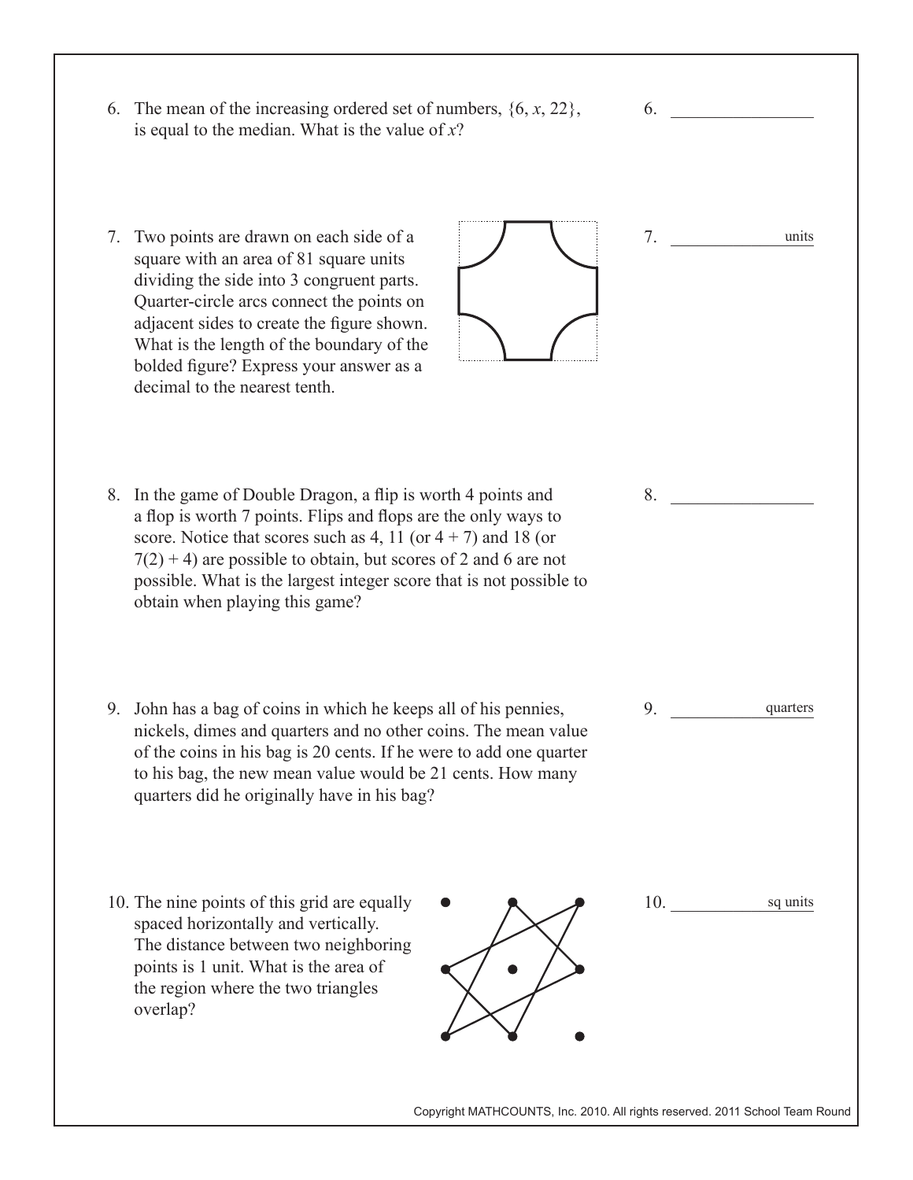6. The mean of the increasing ordered set of numbers, $\{6, x, 22\}$, is equal to the median. What is the value of $x$?

6. ________________

7. Two points are drawn on each side of a square with an area of 81 square units dividing the side into 3 congruent parts. Quarter-circle arcs connect the points on adjacent sides to create the figure shown. What is the length of the boundary of the bolded figure? Express your answer as a decimal to the nearest tenth.

7. ________________ units

8. In the game of Double Dragon, a flip is worth 4 points and a flop is worth 7 points. Flips and flops are the only ways to score. Notice that scores such as 4, 11 (or $4 + 7$) and 18 (or $7(2) + 4$) are possible to obtain, but scores of 2 and 6 are not possible. What is the largest integer score that is not possible to obtain when playing this game?

8. ________________

9. John has a bag of coins in which he keeps all of his pennies, nickels, dimes and quarters and no other coins. The mean value of the coins in his bag is 20 cents. If he were to add one quarter to his bag, the new mean value would be 21 cents. How many quarters did he originally have in his bag?

9. ________________ quarters

10. The nine points of this grid are equally spaced horizontally and vertically. The distance between two neighboring points is 1 unit. What is the area of the region where the two triangles overlap?

10. ________________ sq units

Copyright MATHCOUNTS, Inc. 2010. All rights reserved. 2011 School Team Round